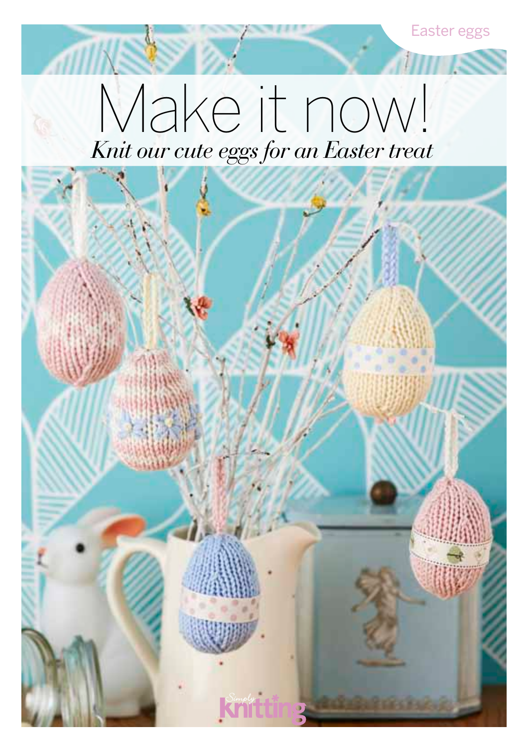Easter eggs

# Make it now!

*Knit our cute eggs for an Easter treat*

Simply knitting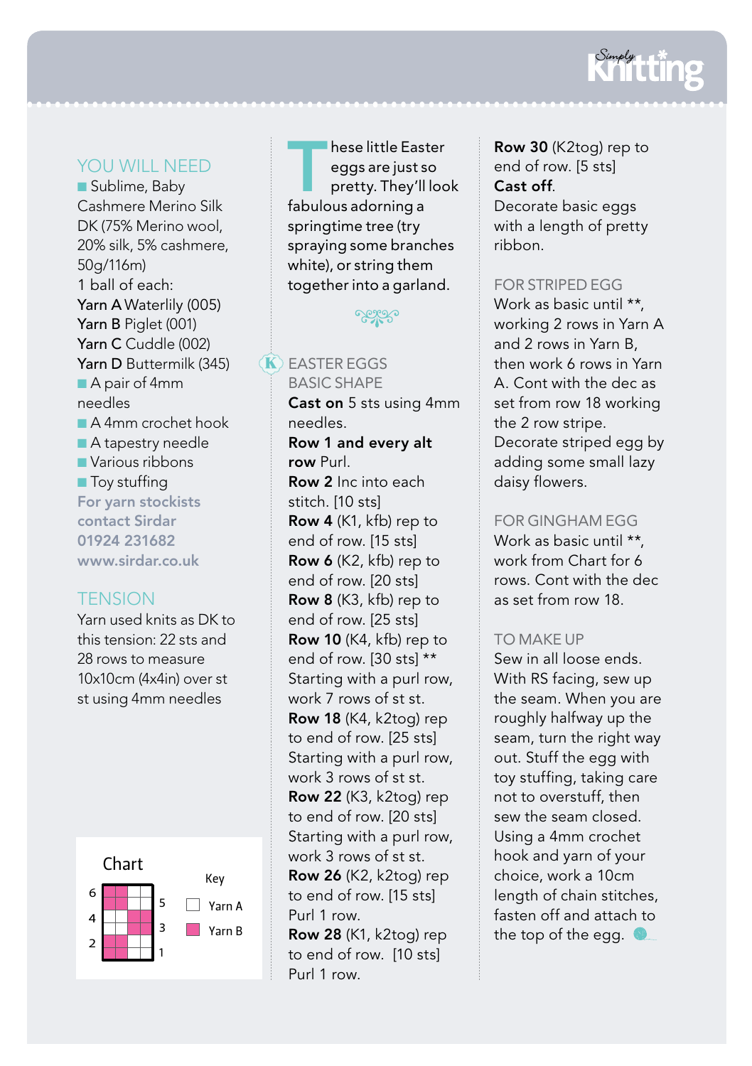## YOU WILL NEED

- Sublime, Baby Cashmere Merino Silk DK (75% Merino wool, 20% silk, 5% cashmere, 50g/116m)
  1 ball of each:
  **Yarn A** Waterlily (005)
  **Yarn B** Piglet (001)
  **Yarn C** Cuddle (002)
  **Yarn D** Buttermilk (345)
- A pair of 4mm needles
- A 4mm crochet hook
- A tapestry needle
- Various ribbons
- Toy stuffing

**For yarn stockists contact Sirdar 01924 231682 www.sirdar.co.uk**

## TENSION

Yarn used knits as DK to this tension: 22 sts and 28 rows to measure 10x10cm (4x4in) over st st using 4mm needles

Chart

6
5
4
3
2
1

Key
Yarn A
Yarn B

These little Easter eggs are just so pretty. They'll look fabulous adorning a springtime tree (try spraying some branches white), or string them together into a garland.

## EASTER EGGS BASIC SHAPE

**Cast on** 5 sts using 4mm needles.
**Row 1 and every alt row** Purl.
**Row 2** Inc into each stitch. [10 sts]
**Row 4** (K1, kfb) rep to end of row. [15 sts]
**Row 6** (K2, kfb) rep to end of row. [20 sts]
**Row 8** (K3, kfb) rep to end of row. [25 sts]
**Row 10** (K4, kfb) rep to end of row. [30 sts] **
Starting with a purl row, work 7 rows of st st.
**Row 18** (K4, k2tog) rep to end of row. [25 sts]
Starting with a purl row, work 3 rows of st st.
**Row 22** (K3, k2tog) rep to end of row. [20 sts]
Starting with a purl row, work 3 rows of st st.
**Row 26** (K2, k2tog) rep to end of row. [15 sts]
Purl 1 row.
**Row 28** (K1, k2tog) rep to end of row. [10 sts]
Purl 1 row.
**Row 30** (K2tog) rep to end of row. [5 sts]
**Cast off**.
Decorate basic eggs with a length of pretty ribbon.

## FOR STRIPED EGG

Work as basic until **, working 2 rows in Yarn A and 2 rows in Yarn B, then work 6 rows in Yarn A. Cont with the dec as set from row 18 working the 2 row stripe.
Decorate striped egg by adding some small lazy daisy flowers.

## FOR GINGHAM EGG

Work as basic until **, work from Chart for 6 rows. Cont with the dec as set from row 18.

## TO MAKE UP

Sew in all loose ends. With RS facing, sew up the seam. When you are roughly halfway up the seam, turn the right way out. Stuff the egg with toy stuffing, taking care not to overstuff, then sew the seam closed. Using a 4mm crochet hook and yarn of your choice, work a 10cm length of chain stitches, fasten off and attach to the top of the egg.